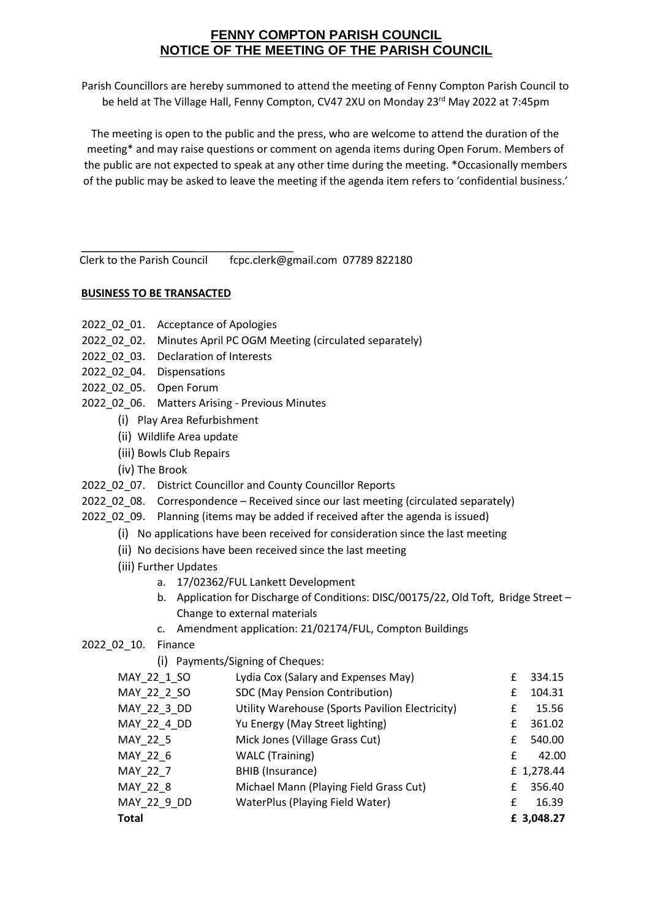# FENNY COMPTON PARISH COUNCIL
# NOTICE OF THE MEETING OF THE PARISH COUNCIL

Parish Councillors are hereby summoned to attend the meeting of Fenny Compton Parish Council to be held at The Village Hall, Fenny Compton, CV47 2XU on Monday 23rd May 2022 at 7:45pm

The meeting is open to the public and the press, who are welcome to attend the duration of the meeting* and may raise questions or comment on agenda items during Open Forum. Members of the public are not expected to speak at any other time during the meeting. *Occasionally members of the public may be asked to leave the meeting if the agenda item refers to 'confidential business.'

\_\_\_\_\_\_\_\_\_\_\_\_\_\_\_\_\_\_\_\_\_\_\_\_\_\_\_\_\_\_\_\_\_\_

Clerk to the Parish Council fcpc.clerk@gmail.com 07789 822180

**BUSINESS TO BE TRANSACTED**

2022_02_01. Acceptance of Apologies

2022_02_02. Minutes April PC OGM Meeting (circulated separately)

2022_02_03. Declaration of Interests

2022_02_04. Dispensations

2022_02_05. Open Forum

2022_02_06. Matters Arising - Previous Minutes

- (i) Play Area Refurbishment
- (ii) Wildlife Area update
- (iii) Bowls Club Repairs
- (iv) The Brook

2022_02_07. District Councillor and County Councillor Reports

2022_02_08. Correspondence – Received since our last meeting (circulated separately)

2022_02_09. Planning (items may be added if received after the agenda is issued)

- (i) No applications have been received for consideration since the last meeting
- (ii) No decisions have been received since the last meeting
- (iii) Further Updates
  - a. 17/02362/FUL Lankett Development
  - b. Application for Discharge of Conditions: DISC/00175/22, Old Toft, Bridge Street – Change to external materials
  - c. Amendment application: 21/02174/FUL, Compton Buildings

2022_02_10. Finance

- (i) Payments/Signing of Cheques:

| | | |
|---|---|---|
| MAY_22_1_SO | Lydia Cox (Salary and Expenses May) | £ 334.15 |
| MAY_22_2_SO | SDC (May Pension Contribution) | £ 104.31 |
| MAY_22_3_DD | Utility Warehouse (Sports Pavilion Electricity) | £ 15.56 |
| MAY_22_4_DD | Yu Energy (May Street lighting) | £ 361.02 |
| MAY_22_5 | Mick Jones (Village Grass Cut) | £ 540.00 |
| MAY_22_6 | WALC (Training) | £ 42.00 |
| MAY_22_7 | BHIB (Insurance) | £ 1,278.44 |
| MAY_22_8 | Michael Mann (Playing Field Grass Cut) | £ 356.40 |
| MAY_22_9_DD | WaterPlus (Playing Field Water) | £ 16.39 |
| **Total** | | **£ 3,048.27** |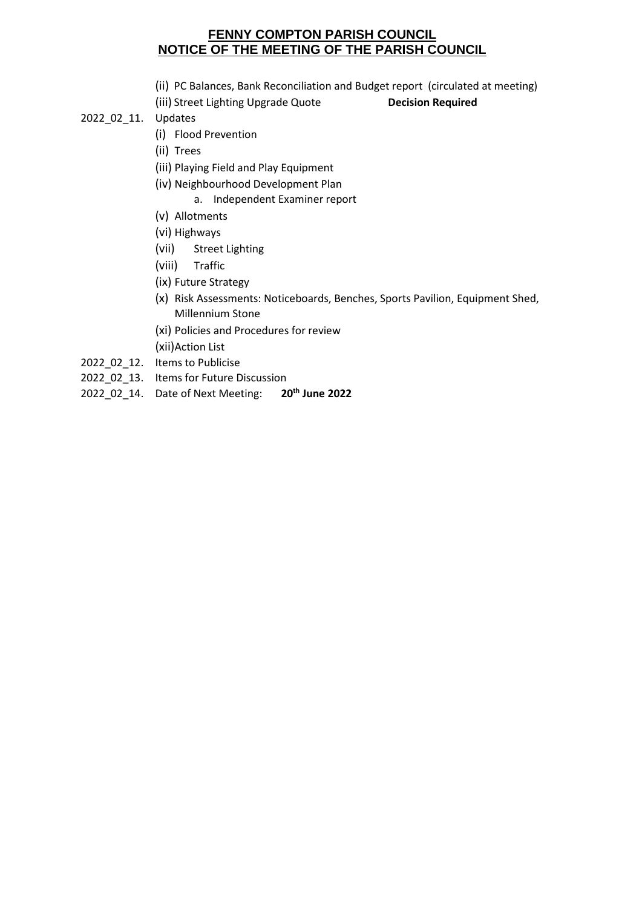**FENNY COMPTON PARISH COUNCIL**
**NOTICE OF THE MEETING OF THE PARISH COUNCIL**

(ii) PC Balances, Bank Reconciliation and Budget report (circulated at meeting)

(iii) Street Lighting Upgrade Quote **Decision Required**

2022_02_11. Updates

(i) Flood Prevention

(ii) Trees

(iii) Playing Field and Play Equipment

(iv) Neighbourhood Development Plan

a. Independent Examiner report

(v) Allotments

(vi) Highways

(vii) Street Lighting

(viii) Traffic

(ix) Future Strategy

(x) Risk Assessments: Noticeboards, Benches, Sports Pavilion, Equipment Shed, Millennium Stone

(xi) Policies and Procedures for review

(xii) Action List

2022_02_12. Items to Publicise

2022_02_13. Items for Future Discussion

2022_02_14. Date of Next Meeting: **20th June 2022**